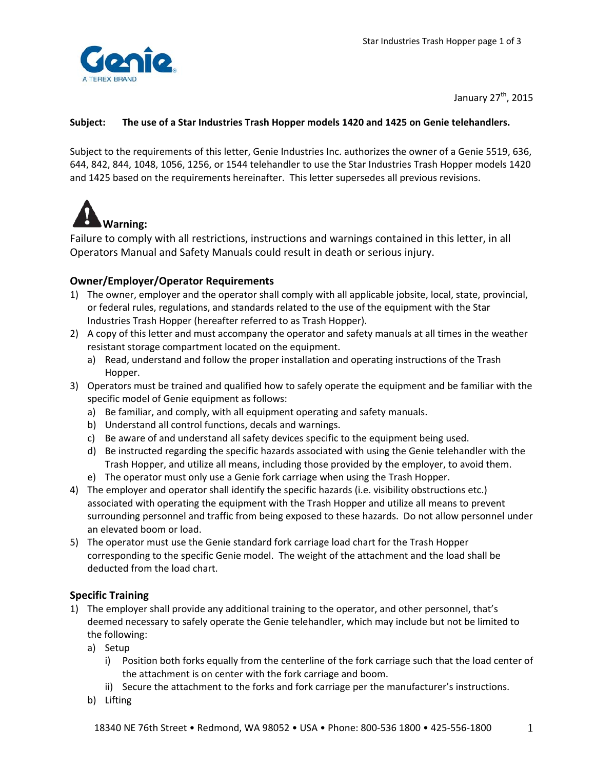Genie
A TEREX BRAND

January 27th, 2015

**Subject: The use of a Star Industries Trash Hopper models 1420 and 1425 on Genie telehandlers.**

Subject to the requirements of this letter, Genie Industries Inc. authorizes the owner of a Genie 5519, 636, 644, 842, 844, 1048, 1056, 1256, or 1544 telehandler to use the Star Industries Trash Hopper models 1420 and 1425 based on the requirements hereinafter. This letter supersedes all previous revisions.

**Warning:**

Failure to comply with all restrictions, instructions and warnings contained in this letter, in all Operators Manual and Safety Manuals could result in death or serious injury.

### Owner/Employer/Operator Requirements

1) The owner, employer and the operator shall comply with all applicable jobsite, local, state, provincial, or federal rules, regulations, and standards related to the use of the equipment with the Star Industries Trash Hopper (hereafter referred to as Trash Hopper).
2) A copy of this letter and must accompany the operator and safety manuals at all times in the weather resistant storage compartment located on the equipment.
   a) Read, understand and follow the proper installation and operating instructions of the Trash Hopper.
3) Operators must be trained and qualified how to safely operate the equipment and be familiar with the specific model of Genie equipment as follows:
   a) Be familiar, and comply, with all equipment operating and safety manuals.
   b) Understand all control functions, decals and warnings.
   c) Be aware of and understand all safety devices specific to the equipment being used.
   d) Be instructed regarding the specific hazards associated with using the Genie telehandler with the Trash Hopper, and utilize all means, including those provided by the employer, to avoid them.
   e) The operator must only use a Genie fork carriage when using the Trash Hopper.
4) The employer and operator shall identify the specific hazards (i.e. visibility obstructions etc.) associated with operating the equipment with the Trash Hopper and utilize all means to prevent surrounding personnel and traffic from being exposed to these hazards. Do not allow personnel under an elevated boom or load.
5) The operator must use the Genie standard fork carriage load chart for the Trash Hopper corresponding to the specific Genie model. The weight of the attachment and the load shall be deducted from the load chart.

### Specific Training

1) The employer shall provide any additional training to the operator, and other personnel, that's deemed necessary to safely operate the Genie telehandler, which may include but not be limited to the following:
   a) Setup
      i) Position both forks equally from the centerline of the fork carriage such that the load center of the attachment is on center with the fork carriage and boom.
      ii) Secure the attachment to the forks and fork carriage per the manufacturer's instructions.
   b) Lifting

18340 NE 76th Street • Redmond, WA 98052 • USA • Phone: 800-536 1800 • 425-556-1800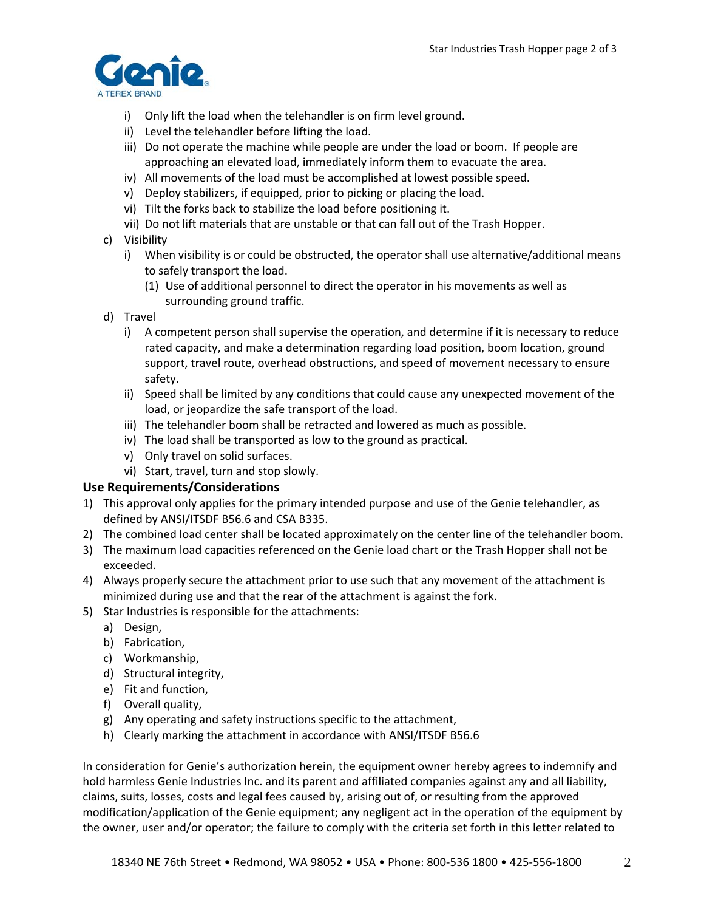i) Only lift the load when the telehandler is on firm level ground.
ii) Level the telehandler before lifting the load.
iii) Do not operate the machine while people are under the load or boom. If people are approaching an elevated load, immediately inform them to evacuate the area.
iv) All movements of the load must be accomplished at lowest possible speed.
v) Deploy stabilizers, if equipped, prior to picking or placing the load.
vi) Tilt the forks back to stabilize the load before positioning it.
vii) Do not lift materials that are unstable or that can fall out of the Trash Hopper.

c) Visibility
  i) When visibility is or could be obstructed, the operator shall use alternative/additional means to safely transport the load.
    (1) Use of additional personnel to direct the operator in his movements as well as surrounding ground traffic.

d) Travel
  i) A competent person shall supervise the operation, and determine if it is necessary to reduce rated capacity, and make a determination regarding load position, boom location, ground support, travel route, overhead obstructions, and speed of movement necessary to ensure safety.
  ii) Speed shall be limited by any conditions that could cause any unexpected movement of the load, or jeopardize the safe transport of the load.
  iii) The telehandler boom shall be retracted and lowered as much as possible.
  iv) The load shall be transported as low to the ground as practical.
  v) Only travel on solid surfaces.
  vi) Start, travel, turn and stop slowly.

**Use Requirements/Considerations**

1) This approval only applies for the primary intended purpose and use of the Genie telehandler, as defined by ANSI/ITSDF B56.6 and CSA B335.
2) The combined load center shall be located approximately on the center line of the telehandler boom.
3) The maximum load capacities referenced on the Genie load chart or the Trash Hopper shall not be exceeded.
4) Always properly secure the attachment prior to use such that any movement of the attachment is minimized during use and that the rear of the attachment is against the fork.
5) Star Industries is responsible for the attachments:
   a) Design,
   b) Fabrication,
   c) Workmanship,
   d) Structural integrity,
   e) Fit and function,
   f) Overall quality,
   g) Any operating and safety instructions specific to the attachment,
   h) Clearly marking the attachment in accordance with ANSI/ITSDF B56.6

In consideration for Genie's authorization herein, the equipment owner hereby agrees to indemnify and hold harmless Genie Industries Inc. and its parent and affiliated companies against any and all liability, claims, suits, losses, costs and legal fees caused by, arising out of, or resulting from the approved modification/application of the Genie equipment; any negligent act in the operation of the equipment by the owner, user and/or operator; the failure to comply with the criteria set forth in this letter related to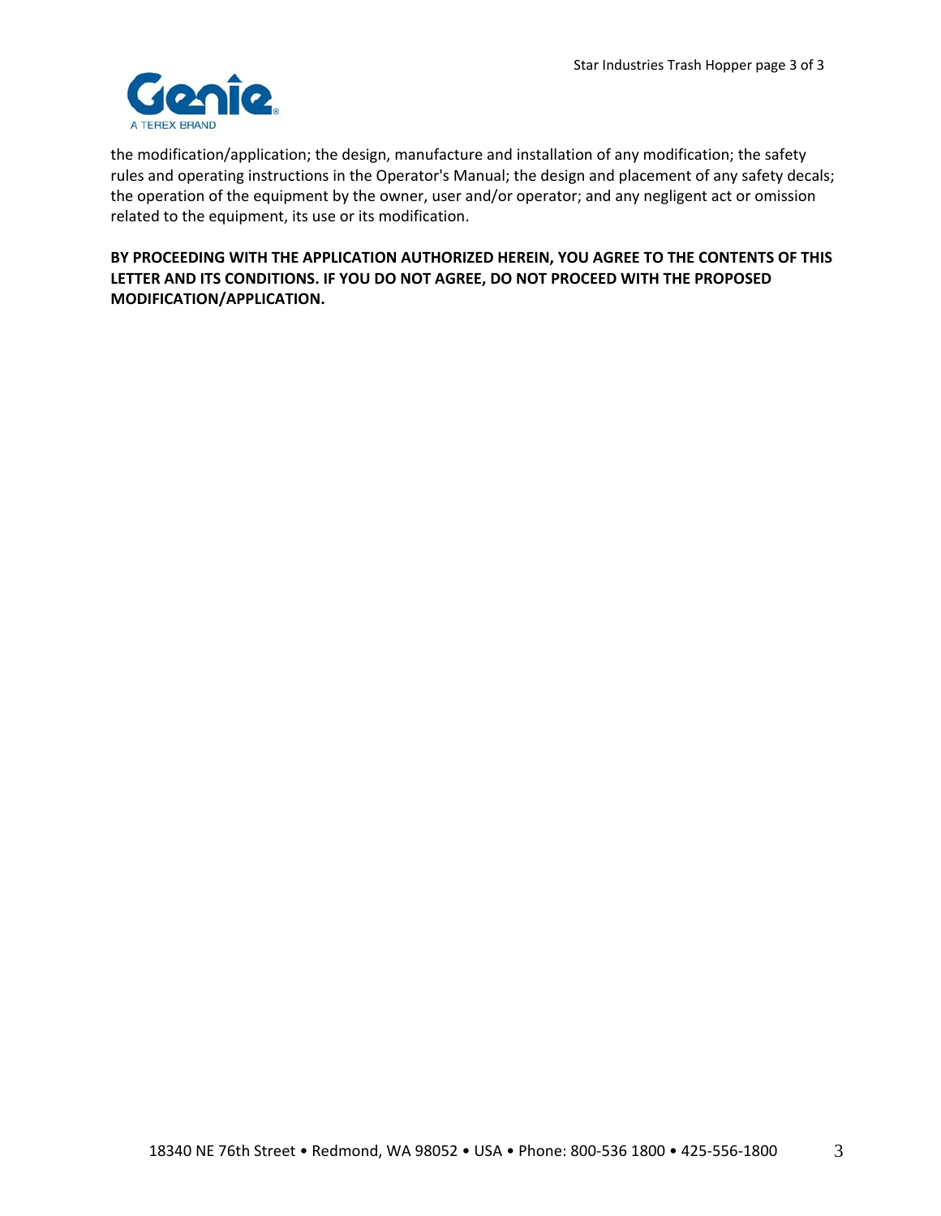the modification/application; the design, manufacture and installation of any modification; the safety rules and operating instructions in the Operator's Manual; the design and placement of any safety decals; the operation of the equipment by the owner, user and/or operator; and any negligent act or omission related to the equipment, its use or its modification.

**BY PROCEEDING WITH THE APPLICATION AUTHORIZED HEREIN, YOU AGREE TO THE CONTENTS OF THIS LETTER AND ITS CONDITIONS. IF YOU DO NOT AGREE, DO NOT PROCEED WITH THE PROPOSED MODIFICATION/APPLICATION.**